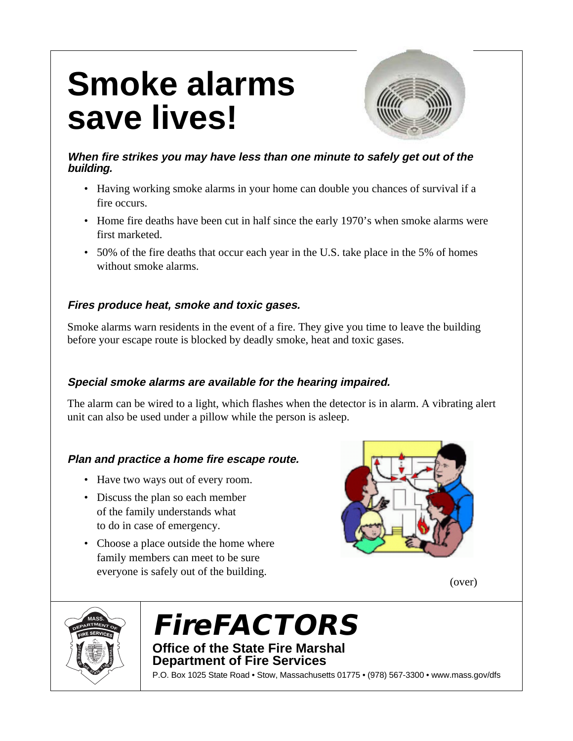# Smoke alarms save lives!

***When fire strikes you may have less than one minute to safely get out of the building.***

- Having working smoke alarms in your home can double you chances of survival if a fire occurs.
- Home fire deaths have been cut in half since the early 1970's when smoke alarms were first marketed.
- 50% of the fire deaths that occur each year in the U.S. take place in the 5% of homes without smoke alarms.

***Fires produce heat, smoke and toxic gases.***

Smoke alarms warn residents in the event of a fire. They give you time to leave the building before your escape route is blocked by deadly smoke, heat and toxic gases.

***Special smoke alarms are available for the hearing impaired.***

The alarm can be wired to a light, which flashes when the detector is in alarm. A vibrating alert unit can also be used under a pillow while the person is asleep.

***Plan and practice a home fire escape route.***

- Have two ways out of every room.
- Discuss the plan so each member of the family understands what to do in case of emergency.
- Choose a place outside the home where family members can meet to be sure everyone is safely out of the building.

(over)

## *FireFACTORS*

**Office of the State Fire Marshal**
**Department of Fire Services**

P.O. Box 1025 State Road • Stow, Massachusetts 01775 • (978) 567-3300 • www.mass.gov/dfs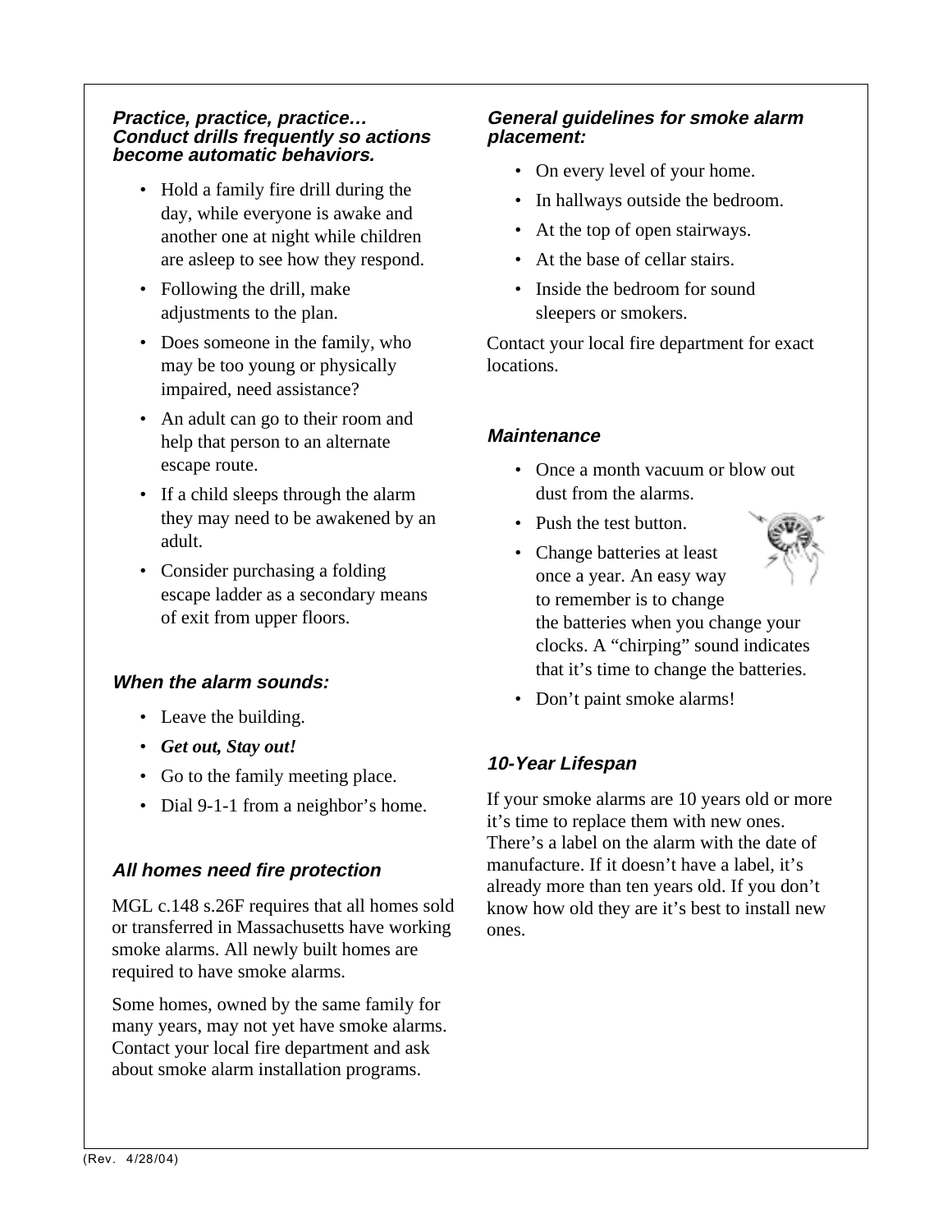### *Practice, practice, practice… Conduct drills frequently so actions become automatic behaviors.*

- Hold a family fire drill during the day, while everyone is awake and another one at night while children are asleep to see how they respond.
- Following the drill, make adjustments to the plan.
- Does someone in the family, who may be too young or physically impaired, need assistance?
- An adult can go to their room and help that person to an alternate escape route.
- If a child sleeps through the alarm they may need to be awakened by an adult.
- Consider purchasing a folding escape ladder as a secondary means of exit from upper floors.

### *When the alarm sounds:*

- Leave the building.
- ***Get out, Stay out!***
- Go to the family meeting place.
- Dial 9-1-1 from a neighbor's home.

### *All homes need fire protection*

MGL c.148 s.26F requires that all homes sold or transferred in Massachusetts have working smoke alarms. All newly built homes are required to have smoke alarms.

Some homes, owned by the same family for many years, may not yet have smoke alarms. Contact your local fire department and ask about smoke alarm installation programs.

### *General guidelines for smoke alarm placement:*

- On every level of your home.
- In hallways outside the bedroom.
- At the top of open stairways.
- At the base of cellar stairs.
- Inside the bedroom for sound sleepers or smokers.

Contact your local fire department for exact locations.

### *Maintenance*

- Once a month vacuum or blow out dust from the alarms.
- Push the test button.
- Change batteries at least once a year. An easy way to remember is to change the batteries when you change your clocks. A "chirping" sound indicates that it's time to change the batteries.
- Don't paint smoke alarms!

### *10-Year Lifespan*

If your smoke alarms are 10 years old or more it's time to replace them with new ones. There's a label on the alarm with the date of manufacture. If it doesn't have a label, it's already more than ten years old. If you don't know how old they are it's best to install new ones.

(Rev. 4/28/04)